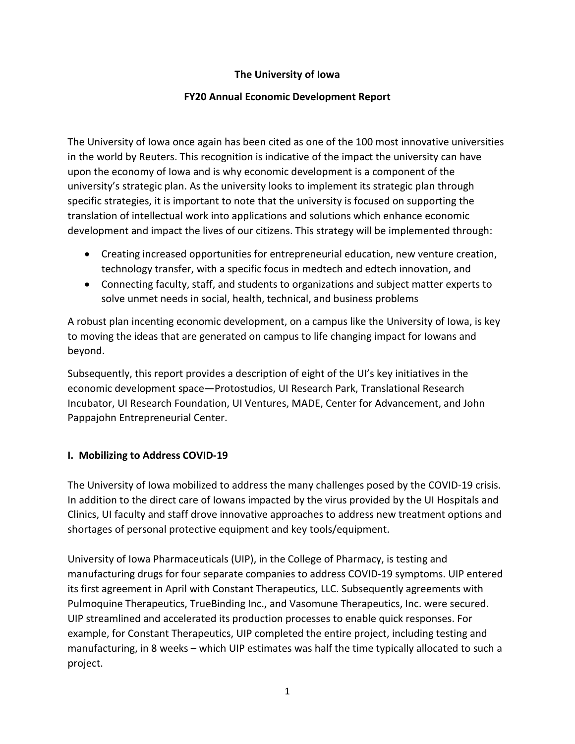# The University of Iowa

## FY20 Annual Economic Development Report

The University of Iowa once again has been cited as one of the 100 most innovative universities in the world by Reuters. This recognition is indicative of the impact the university can have upon the economy of Iowa and is why economic development is a component of the university's strategic plan. As the university looks to implement its strategic plan through specific strategies, it is important to note that the university is focused on supporting the translation of intellectual work into applications and solutions which enhance economic development and impact the lives of our citizens. This strategy will be implemented through:

- Creating increased opportunities for entrepreneurial education, new venture creation, technology transfer, with a specific focus in medtech and edtech innovation, and
- Connecting faculty, staff, and students to organizations and subject matter experts to solve unmet needs in social, health, technical, and business problems

A robust plan incenting economic development, on a campus like the University of Iowa, is key to moving the ideas that are generated on campus to life changing impact for Iowans and beyond.

Subsequently, this report provides a description of eight of the UI's key initiatives in the economic development space—Protostudios, UI Research Park, Translational Research Incubator, UI Research Foundation, UI Ventures, MADE, Center for Advancement, and John Pappajohn Entrepreneurial Center.

## I. Mobilizing to Address COVID-19

The University of Iowa mobilized to address the many challenges posed by the COVID-19 crisis. In addition to the direct care of Iowans impacted by the virus provided by the UI Hospitals and Clinics, UI faculty and staff drove innovative approaches to address new treatment options and shortages of personal protective equipment and key tools/equipment.

University of Iowa Pharmaceuticals (UIP), in the College of Pharmacy, is testing and manufacturing drugs for four separate companies to address COVID-19 symptoms. UIP entered its first agreement in April with Constant Therapeutics, LLC. Subsequently agreements with Pulmoquine Therapeutics, TrueBinding Inc., and Vasomune Therapeutics, Inc. were secured. UIP streamlined and accelerated its production processes to enable quick responses. For example, for Constant Therapeutics, UIP completed the entire project, including testing and manufacturing, in 8 weeks – which UIP estimates was half the time typically allocated to such a project.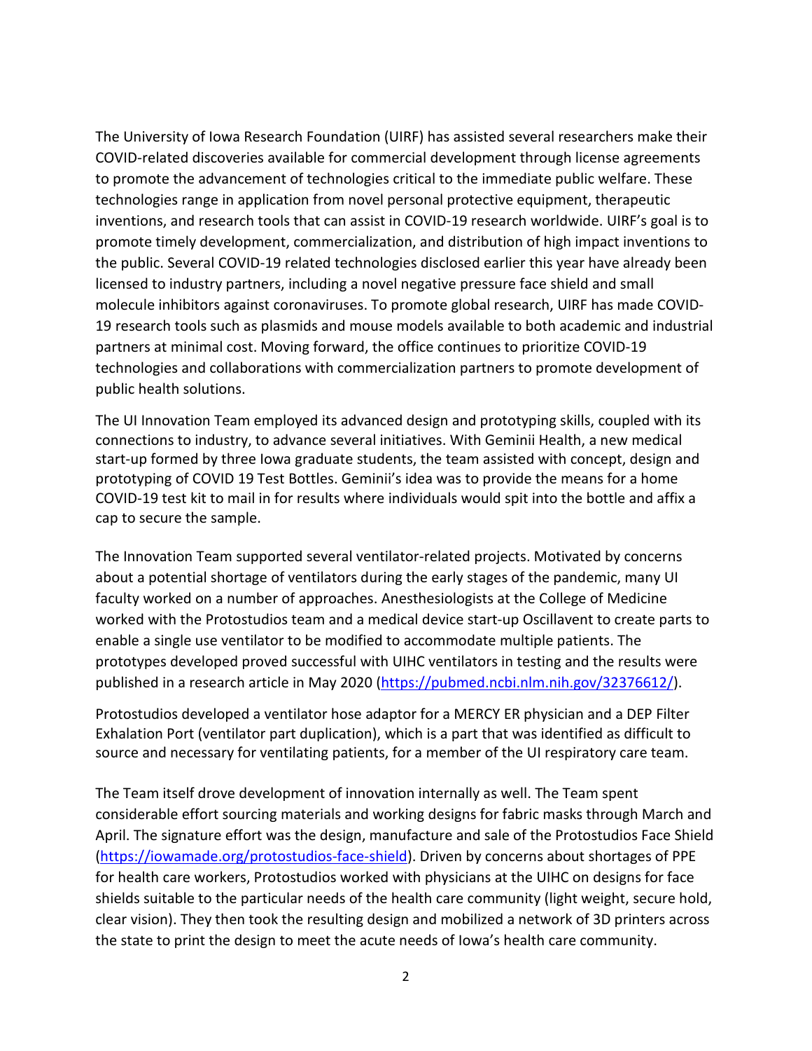The University of Iowa Research Foundation (UIRF) has assisted several researchers make their COVID-related discoveries available for commercial development through license agreements to promote the advancement of technologies critical to the immediate public welfare. These technologies range in application from novel personal protective equipment, therapeutic inventions, and research tools that can assist in COVID-19 research worldwide. UIRF's goal is to promote timely development, commercialization, and distribution of high impact inventions to the public. Several COVID-19 related technologies disclosed earlier this year have already been licensed to industry partners, including a novel negative pressure face shield and small molecule inhibitors against coronaviruses. To promote global research, UIRF has made COVID-19 research tools such as plasmids and mouse models available to both academic and industrial partners at minimal cost. Moving forward, the office continues to prioritize COVID-19 technologies and collaborations with commercialization partners to promote development of public health solutions.

The UI Innovation Team employed its advanced design and prototyping skills, coupled with its connections to industry, to advance several initiatives. With Geminii Health, a new medical start-up formed by three Iowa graduate students, the team assisted with concept, design and prototyping of COVID 19 Test Bottles. Geminii's idea was to provide the means for a home COVID-19 test kit to mail in for results where individuals would spit into the bottle and affix a cap to secure the sample.

The Innovation Team supported several ventilator-related projects. Motivated by concerns about a potential shortage of ventilators during the early stages of the pandemic, many UI faculty worked on a number of approaches. Anesthesiologists at the College of Medicine worked with the Protostudios team and a medical device start-up Oscillavent to create parts to enable a single use ventilator to be modified to accommodate multiple patients. The prototypes developed proved successful with UIHC ventilators in testing and the results were published in a research article in May 2020 (https://pubmed.ncbi.nlm.nih.gov/32376612/).

Protostudios developed a ventilator hose adaptor for a MERCY ER physician and a DEP Filter Exhalation Port (ventilator part duplication), which is a part that was identified as difficult to source and necessary for ventilating patients, for a member of the UI respiratory care team.

The Team itself drove development of innovation internally as well. The Team spent considerable effort sourcing materials and working designs for fabric masks through March and April. The signature effort was the design, manufacture and sale of the Protostudios Face Shield (https://iowamade.org/protostudios-face-shield). Driven by concerns about shortages of PPE for health care workers, Protostudios worked with physicians at the UIHC on designs for face shields suitable to the particular needs of the health care community (light weight, secure hold, clear vision). They then took the resulting design and mobilized a network of 3D printers across the state to print the design to meet the acute needs of Iowa's health care community.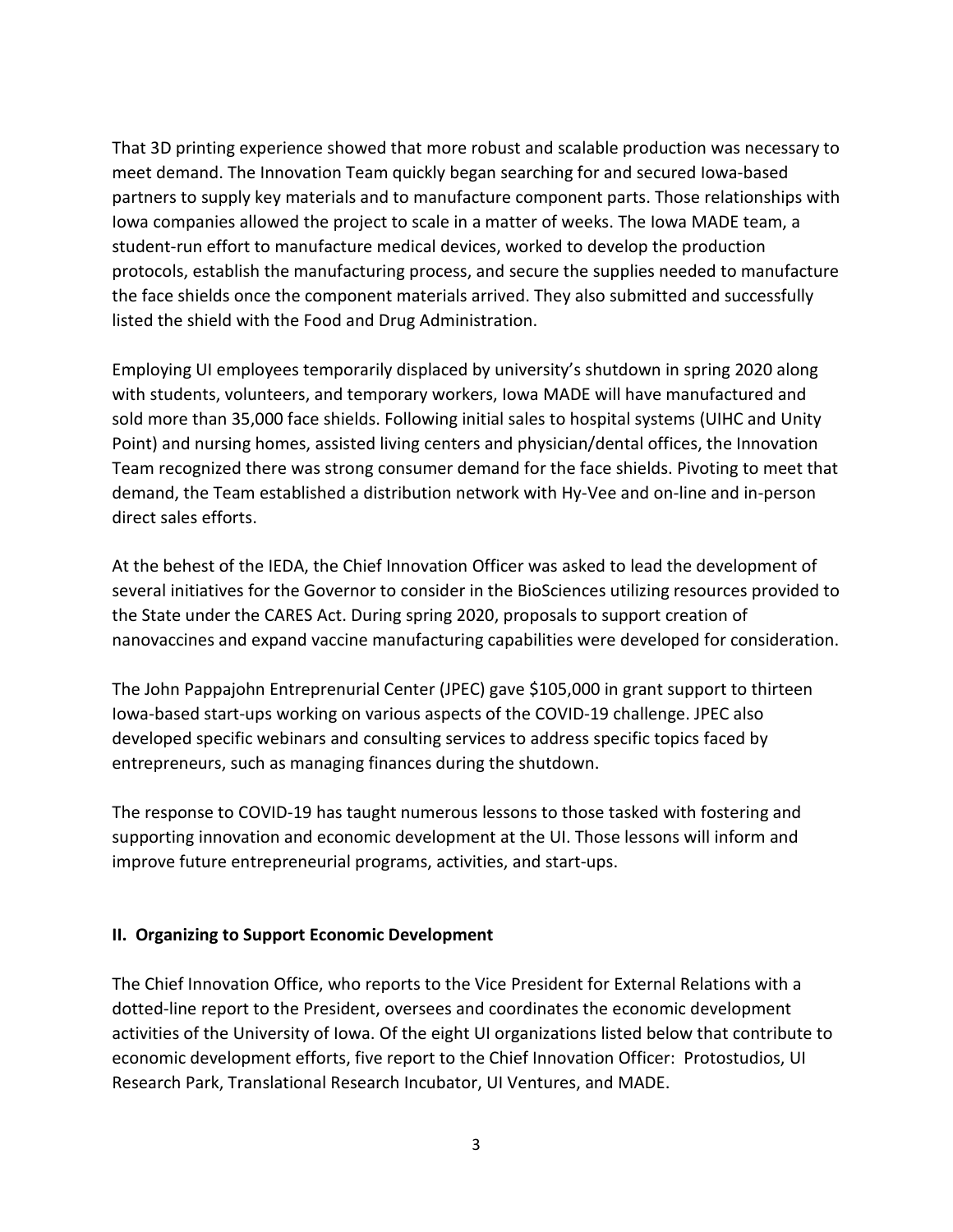That 3D printing experience showed that more robust and scalable production was necessary to meet demand. The Innovation Team quickly began searching for and secured Iowa-based partners to supply key materials and to manufacture component parts. Those relationships with Iowa companies allowed the project to scale in a matter of weeks. The Iowa MADE team, a student-run effort to manufacture medical devices, worked to develop the production protocols, establish the manufacturing process, and secure the supplies needed to manufacture the face shields once the component materials arrived. They also submitted and successfully listed the shield with the Food and Drug Administration.

Employing UI employees temporarily displaced by university's shutdown in spring 2020 along with students, volunteers, and temporary workers, Iowa MADE will have manufactured and sold more than 35,000 face shields. Following initial sales to hospital systems (UIHC and Unity Point) and nursing homes, assisted living centers and physician/dental offices, the Innovation Team recognized there was strong consumer demand for the face shields. Pivoting to meet that demand, the Team established a distribution network with Hy-Vee and on-line and in-person direct sales efforts.

At the behest of the IEDA, the Chief Innovation Officer was asked to lead the development of several initiatives for the Governor to consider in the BioSciences utilizing resources provided to the State under the CARES Act. During spring 2020, proposals to support creation of nanovaccines and expand vaccine manufacturing capabilities were developed for consideration.

The John Pappajohn Entreprenurial Center (JPEC) gave $105,000 in grant support to thirteen Iowa-based start-ups working on various aspects of the COVID-19 challenge. JPEC also developed specific webinars and consulting services to address specific topics faced by entrepreneurs, such as managing finances during the shutdown.

The response to COVID-19 has taught numerous lessons to those tasked with fostering and supporting innovation and economic development at the UI. Those lessons will inform and improve future entrepreneurial programs, activities, and start-ups.

## II. Organizing to Support Economic Development

The Chief Innovation Office, who reports to the Vice President for External Relations with a dotted-line report to the President, oversees and coordinates the economic development activities of the University of Iowa. Of the eight UI organizations listed below that contribute to economic development efforts, five report to the Chief Innovation Officer: Protostudios, UI Research Park, Translational Research Incubator, UI Ventures, and MADE.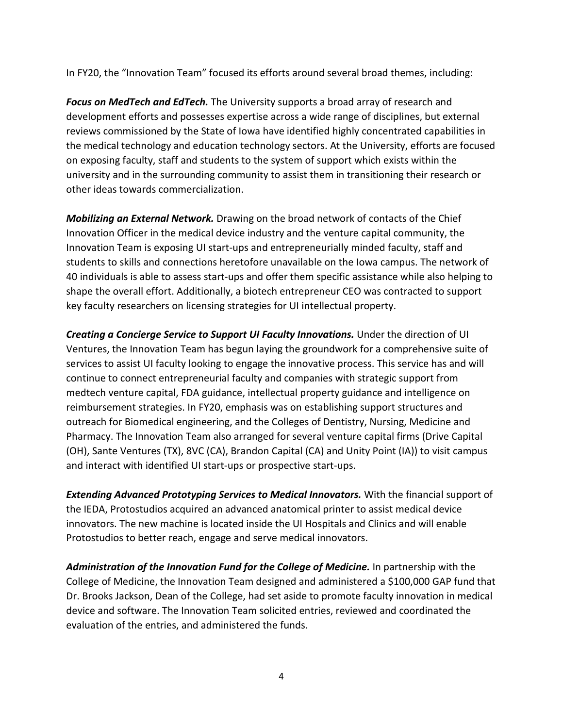In FY20, the "Innovation Team" focused its efforts around several broad themes, including:

***Focus on MedTech and EdTech.*** The University supports a broad array of research and development efforts and possesses expertise across a wide range of disciplines, but external reviews commissioned by the State of Iowa have identified highly concentrated capabilities in the medical technology and education technology sectors. At the University, efforts are focused on exposing faculty, staff and students to the system of support which exists within the university and in the surrounding community to assist them in transitioning their research or other ideas towards commercialization.

***Mobilizing an External Network.*** Drawing on the broad network of contacts of the Chief Innovation Officer in the medical device industry and the venture capital community, the Innovation Team is exposing UI start-ups and entrepreneurially minded faculty, staff and students to skills and connections heretofore unavailable on the Iowa campus. The network of 40 individuals is able to assess start-ups and offer them specific assistance while also helping to shape the overall effort. Additionally, a biotech entrepreneur CEO was contracted to support key faculty researchers on licensing strategies for UI intellectual property.

***Creating a Concierge Service to Support UI Faculty Innovations.*** Under the direction of UI Ventures, the Innovation Team has begun laying the groundwork for a comprehensive suite of services to assist UI faculty looking to engage the innovative process. This service has and will continue to connect entrepreneurial faculty and companies with strategic support from medtech venture capital, FDA guidance, intellectual property guidance and intelligence on reimbursement strategies. In FY20, emphasis was on establishing support structures and outreach for Biomedical engineering, and the Colleges of Dentistry, Nursing, Medicine and Pharmacy. The Innovation Team also arranged for several venture capital firms (Drive Capital (OH), Sante Ventures (TX), 8VC (CA), Brandon Capital (CA) and Unity Point (IA)) to visit campus and interact with identified UI start-ups or prospective start-ups.

***Extending Advanced Prototyping Services to Medical Innovators.*** With the financial support of the IEDA, Protostudios acquired an advanced anatomical printer to assist medical device innovators. The new machine is located inside the UI Hospitals and Clinics and will enable Protostudios to better reach, engage and serve medical innovators.

***Administration of the Innovation Fund for the College of Medicine.*** In partnership with the College of Medicine, the Innovation Team designed and administered a $100,000 GAP fund that Dr. Brooks Jackson, Dean of the College, had set aside to promote faculty innovation in medical device and software. The Innovation Team solicited entries, reviewed and coordinated the evaluation of the entries, and administered the funds.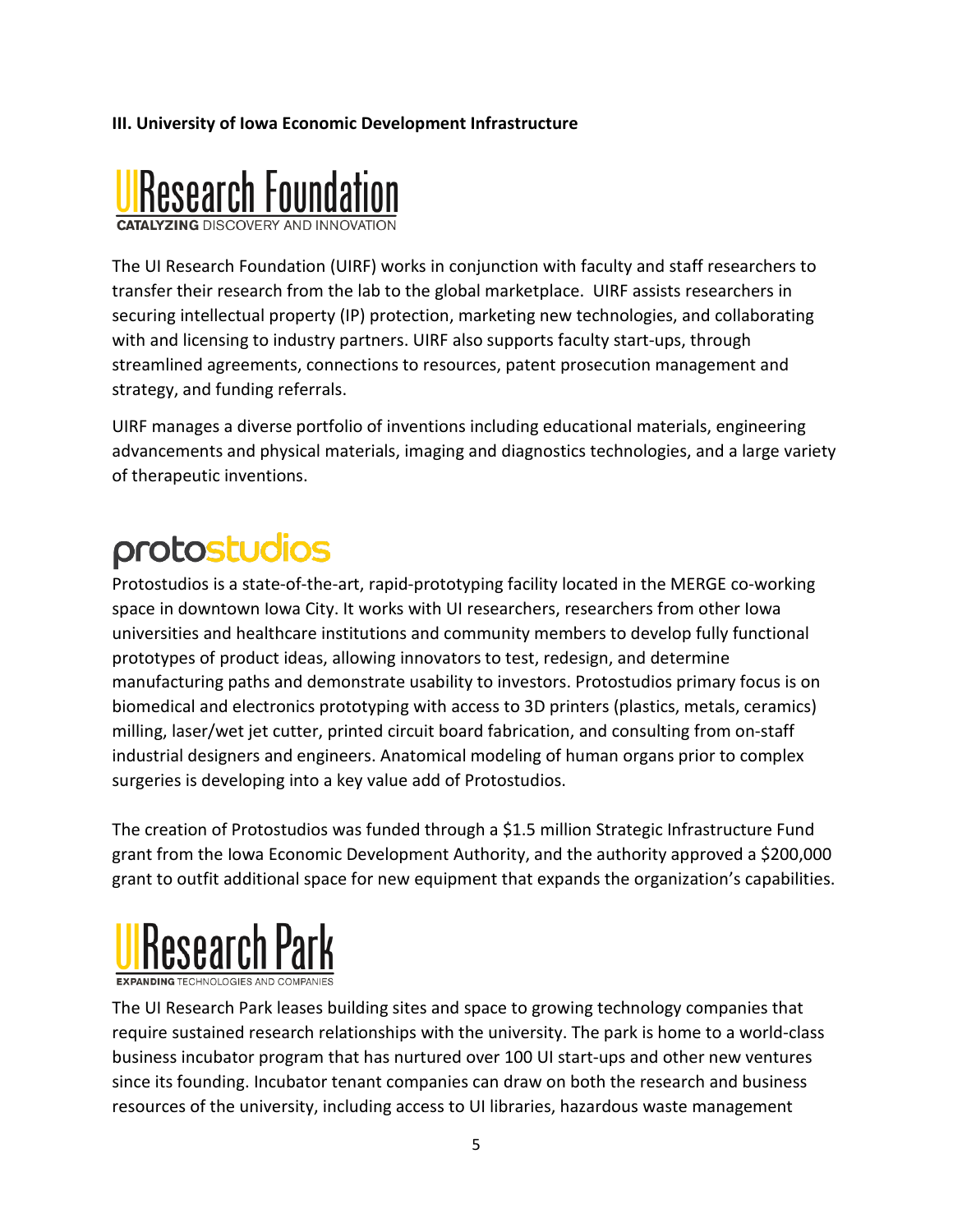**III. University of Iowa Economic Development Infrastructure**

## UI Research Foundation

**CATALYZING** DISCOVERY AND INNOVATION

The UI Research Foundation (UIRF) works in conjunction with faculty and staff researchers to transfer their research from the lab to the global marketplace. UIRF assists researchers in securing intellectual property (IP) protection, marketing new technologies, and collaborating with and licensing to industry partners. UIRF also supports faculty start-ups, through streamlined agreements, connections to resources, patent prosecution management and strategy, and funding referrals.

UIRF manages a diverse portfolio of inventions including educational materials, engineering advancements and physical materials, imaging and diagnostics technologies, and a large variety of therapeutic inventions.

## protostudios

Protostudios is a state-of-the-art, rapid-prototyping facility located in the MERGE co-working space in downtown Iowa City. It works with UI researchers, researchers from other Iowa universities and healthcare institutions and community members to develop fully functional prototypes of product ideas, allowing innovators to test, redesign, and determine manufacturing paths and demonstrate usability to investors. Protostudios primary focus is on biomedical and electronics prototyping with access to 3D printers (plastics, metals, ceramics) milling, laser/wet jet cutter, printed circuit board fabrication, and consulting from on-staff industrial designers and engineers. Anatomical modeling of human organs prior to complex surgeries is developing into a key value add of Protostudios.

The creation of Protostudios was funded through a $1.5 million Strategic Infrastructure Fund grant from the Iowa Economic Development Authority, and the authority approved a $200,000 grant to outfit additional space for new equipment that expands the organization's capabilities.

## UI Research Park

**EXPANDING** TECHNOLOGIES AND COMPANIES

The UI Research Park leases building sites and space to growing technology companies that require sustained research relationships with the university. The park is home to a world-class business incubator program that has nurtured over 100 UI start-ups and other new ventures since its founding. Incubator tenant companies can draw on both the research and business resources of the university, including access to UI libraries, hazardous waste management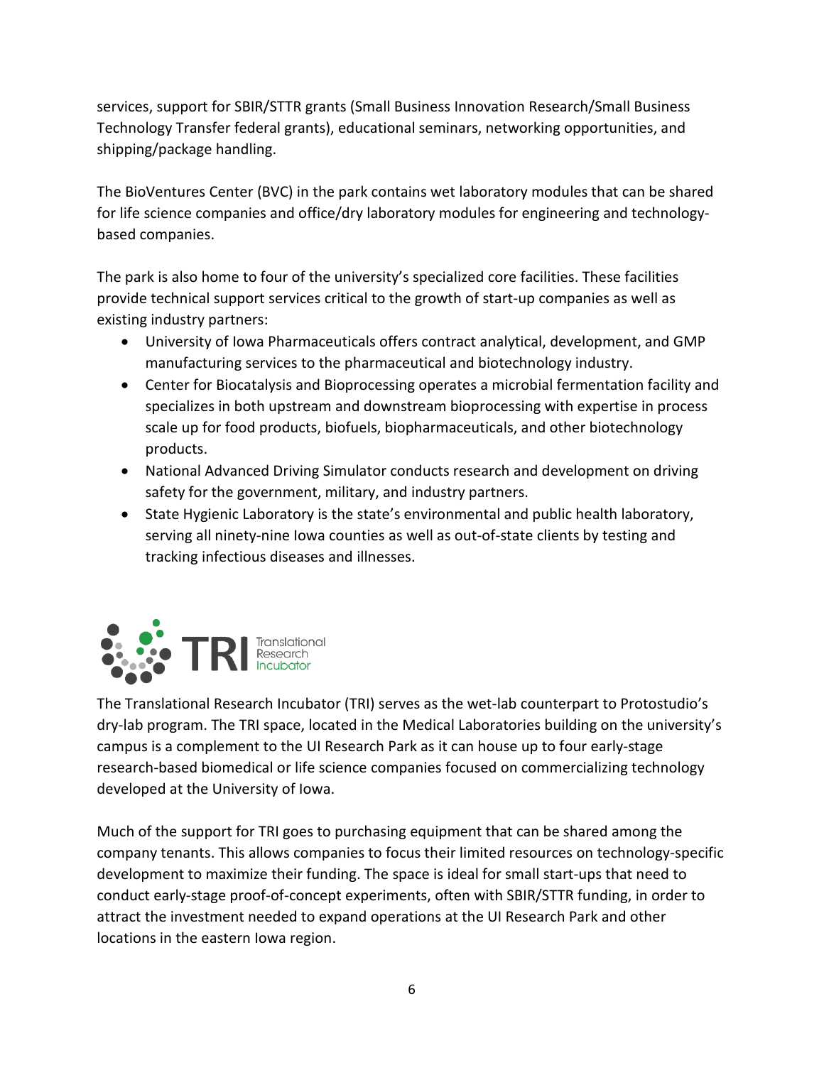services, support for SBIR/STTR grants (Small Business Innovation Research/Small Business Technology Transfer federal grants), educational seminars, networking opportunities, and shipping/package handling.

The BioVentures Center (BVC) in the park contains wet laboratory modules that can be shared for life science companies and office/dry laboratory modules for engineering and technology-based companies.

The park is also home to four of the university's specialized core facilities. These facilities provide technical support services critical to the growth of start-up companies as well as existing industry partners:

- University of Iowa Pharmaceuticals offers contract analytical, development, and GMP manufacturing services to the pharmaceutical and biotechnology industry.
- Center for Biocatalysis and Bioprocessing operates a microbial fermentation facility and specializes in both upstream and downstream bioprocessing with expertise in process scale up for food products, biofuels, biopharmaceuticals, and other biotechnology products.
- National Advanced Driving Simulator conducts research and development on driving safety for the government, military, and industry partners.
- State Hygienic Laboratory is the state's environmental and public health laboratory, serving all ninety-nine Iowa counties as well as out-of-state clients by testing and tracking infectious diseases and illnesses.

TRI Translational Research Incubator

The Translational Research Incubator (TRI) serves as the wet-lab counterpart to Protostudio's dry-lab program. The TRI space, located in the Medical Laboratories building on the university's campus is a complement to the UI Research Park as it can house up to four early-stage research-based biomedical or life science companies focused on commercializing technology developed at the University of Iowa.

Much of the support for TRI goes to purchasing equipment that can be shared among the company tenants. This allows companies to focus their limited resources on technology-specific development to maximize their funding. The space is ideal for small start-ups that need to conduct early-stage proof-of-concept experiments, often with SBIR/STTR funding, in order to attract the investment needed to expand operations at the UI Research Park and other locations in the eastern Iowa region.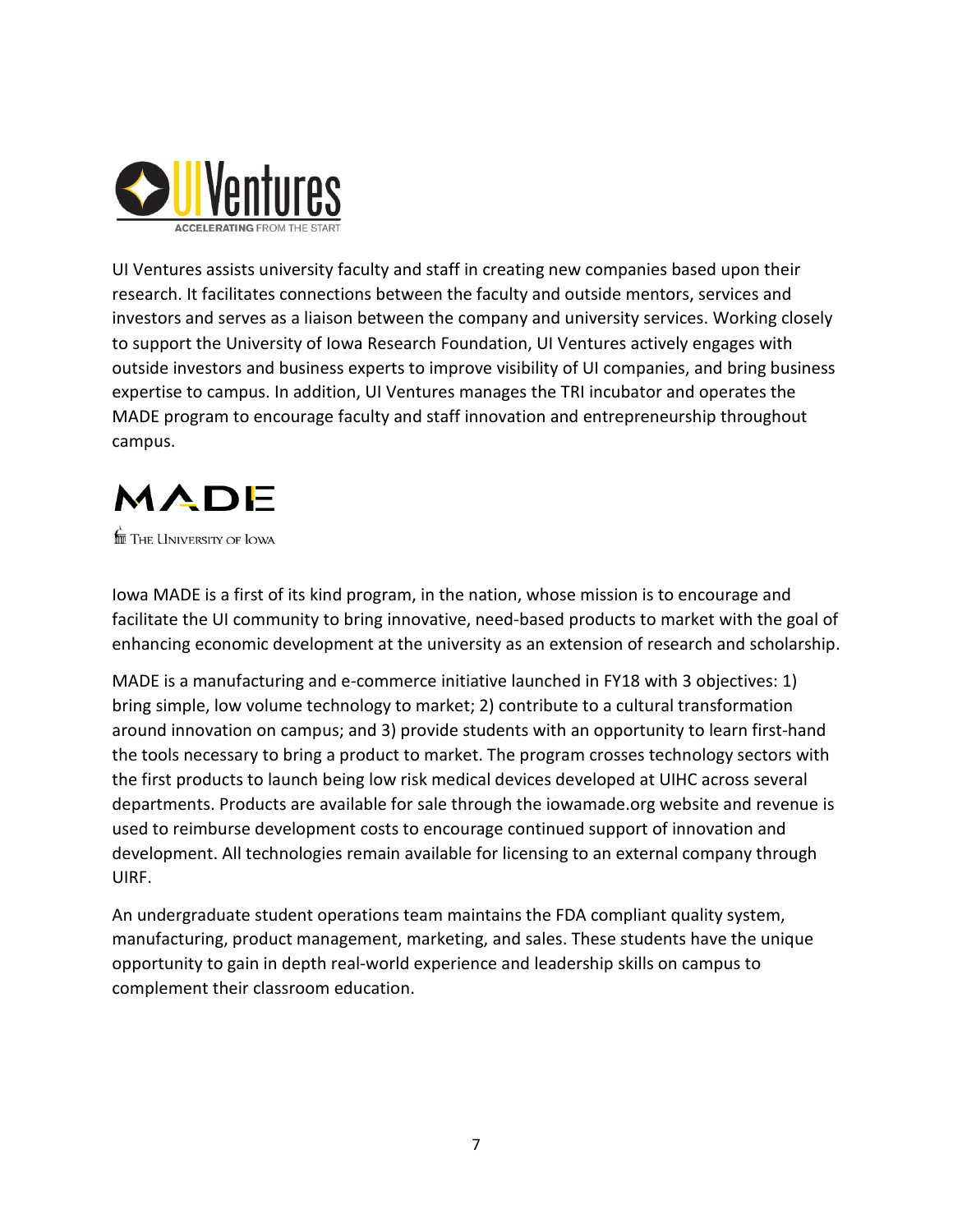UI Ventures

ACCELERATING FROM THE START

UI Ventures assists university faculty and staff in creating new companies based upon their research. It facilitates connections between the faculty and outside mentors, services and investors and serves as a liaison between the company and university services. Working closely to support the University of Iowa Research Foundation, UI Ventures actively engages with outside investors and business experts to improve visibility of UI companies, and bring business expertise to campus. In addition, UI Ventures manages the TRI incubator and operates the MADE program to encourage faculty and staff innovation and entrepreneurship throughout campus.

MADE

The University of Iowa

Iowa MADE is a first of its kind program, in the nation, whose mission is to encourage and facilitate the UI community to bring innovative, need-based products to market with the goal of enhancing economic development at the university as an extension of research and scholarship.

MADE is a manufacturing and e-commerce initiative launched in FY18 with 3 objectives: 1) bring simple, low volume technology to market; 2) contribute to a cultural transformation around innovation on campus; and 3) provide students with an opportunity to learn first-hand the tools necessary to bring a product to market. The program crosses technology sectors with the first products to launch being low risk medical devices developed at UIHC across several departments. Products are available for sale through the iowamade.org website and revenue is used to reimburse development costs to encourage continued support of innovation and development. All technologies remain available for licensing to an external company through UIRF.

An undergraduate student operations team maintains the FDA compliant quality system, manufacturing, product management, marketing, and sales. These students have the unique opportunity to gain in depth real-world experience and leadership skills on campus to complement their classroom education.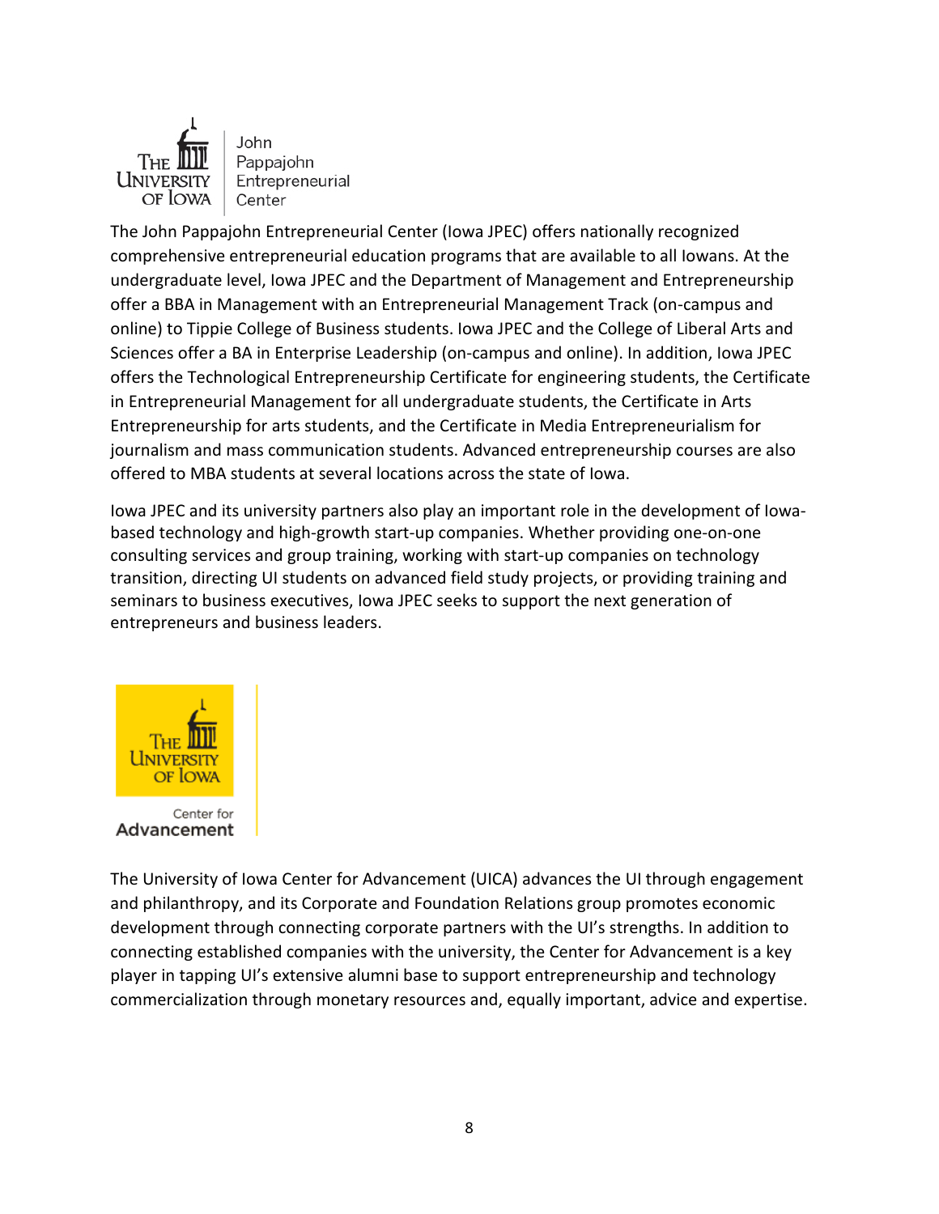The John Pappajohn Entrepreneurial Center (Iowa JPEC) offers nationally recognized comprehensive entrepreneurial education programs that are available to all Iowans. At the undergraduate level, Iowa JPEC and the Department of Management and Entrepreneurship offer a BBA in Management with an Entrepreneurial Management Track (on-campus and online) to Tippie College of Business students. Iowa JPEC and the College of Liberal Arts and Sciences offer a BA in Enterprise Leadership (on-campus and online). In addition, Iowa JPEC offers the Technological Entrepreneurship Certificate for engineering students, the Certificate in Entrepreneurial Management for all undergraduate students, the Certificate in Arts Entrepreneurship for arts students, and the Certificate in Media Entrepreneurialism for journalism and mass communication students. Advanced entrepreneurship courses are also offered to MBA students at several locations across the state of Iowa.

Iowa JPEC and its university partners also play an important role in the development of Iowa-based technology and high-growth start-up companies. Whether providing one-on-one consulting services and group training, working with start-up companies on technology transition, directing UI students on advanced field study projects, or providing training and seminars to business executives, Iowa JPEC seeks to support the next generation of entrepreneurs and business leaders.

The University of Iowa Center for Advancement (UICA) advances the UI through engagement and philanthropy, and its Corporate and Foundation Relations group promotes economic development through connecting corporate partners with the UI's strengths. In addition to connecting established companies with the university, the Center for Advancement is a key player in tapping UI's extensive alumni base to support entrepreneurship and technology commercialization through monetary resources and, equally important, advice and expertise.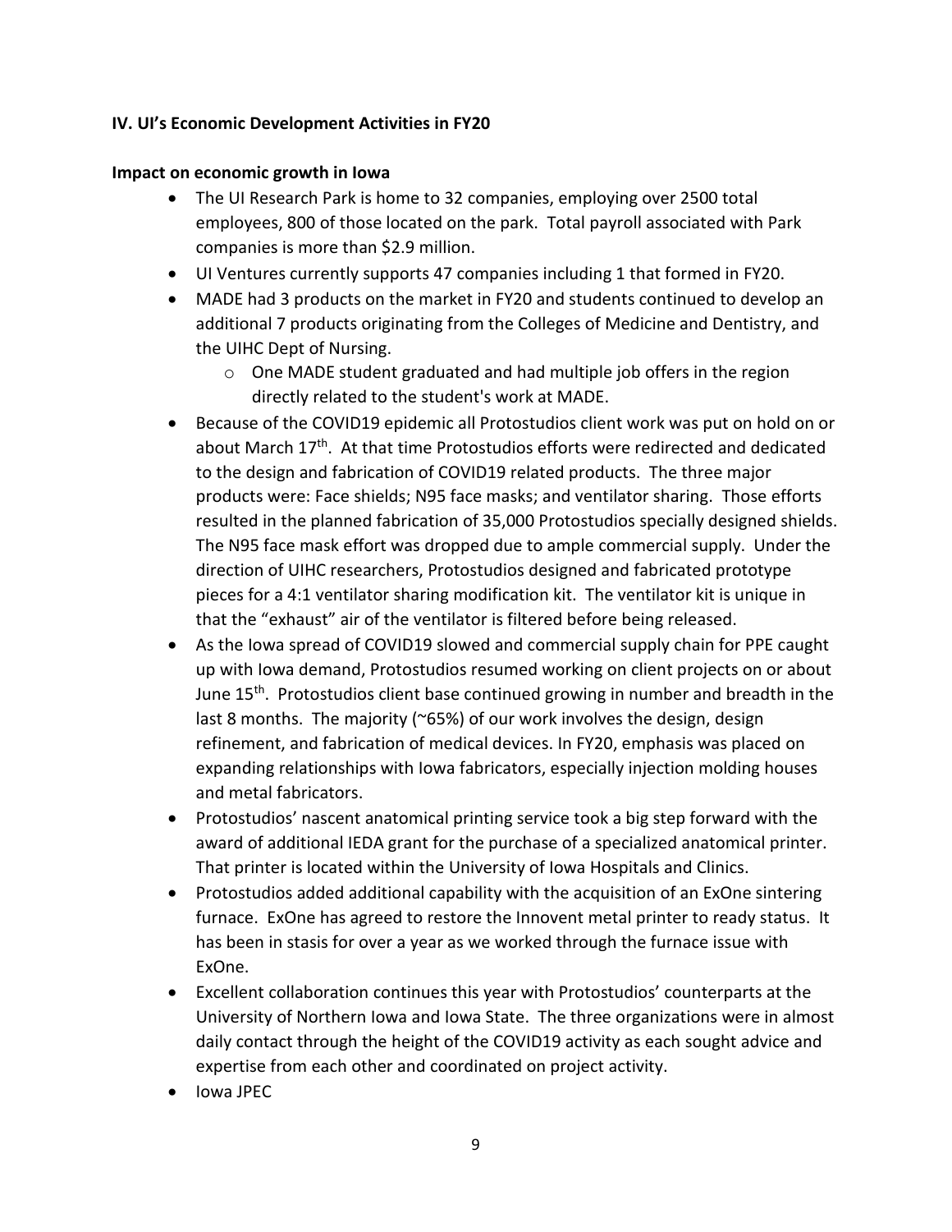## IV. UI's Economic Development Activities in FY20

### Impact on economic growth in Iowa

- The UI Research Park is home to 32 companies, employing over 2500 total employees, 800 of those located on the park. Total payroll associated with Park companies is more than $2.9 million.
- UI Ventures currently supports 47 companies including 1 that formed in FY20.
- MADE had 3 products on the market in FY20 and students continued to develop an additional 7 products originating from the Colleges of Medicine and Dentistry, and the UIHC Dept of Nursing.
  - One MADE student graduated and had multiple job offers in the region directly related to the student's work at MADE.
- Because of the COVID19 epidemic all Protostudios client work was put on hold on or about March 17th. At that time Protostudios efforts were redirected and dedicated to the design and fabrication of COVID19 related products. The three major products were: Face shields; N95 face masks; and ventilator sharing. Those efforts resulted in the planned fabrication of 35,000 Protostudios specially designed shields. The N95 face mask effort was dropped due to ample commercial supply. Under the direction of UIHC researchers, Protostudios designed and fabricated prototype pieces for a 4:1 ventilator sharing modification kit. The ventilator kit is unique in that the "exhaust" air of the ventilator is filtered before being released.
- As the Iowa spread of COVID19 slowed and commercial supply chain for PPE caught up with Iowa demand, Protostudios resumed working on client projects on or about June 15th. Protostudios client base continued growing in number and breadth in the last 8 months. The majority (~65%) of our work involves the design, design refinement, and fabrication of medical devices. In FY20, emphasis was placed on expanding relationships with Iowa fabricators, especially injection molding houses and metal fabricators.
- Protostudios' nascent anatomical printing service took a big step forward with the award of additional IEDA grant for the purchase of a specialized anatomical printer. That printer is located within the University of Iowa Hospitals and Clinics.
- Protostudios added additional capability with the acquisition of an ExOne sintering furnace. ExOne has agreed to restore the Innovent metal printer to ready status. It has been in stasis for over a year as we worked through the furnace issue with ExOne.
- Excellent collaboration continues this year with Protostudios' counterparts at the University of Northern Iowa and Iowa State. The three organizations were in almost daily contact through the height of the COVID19 activity as each sought advice and expertise from each other and coordinated on project activity.
- Iowa JPEC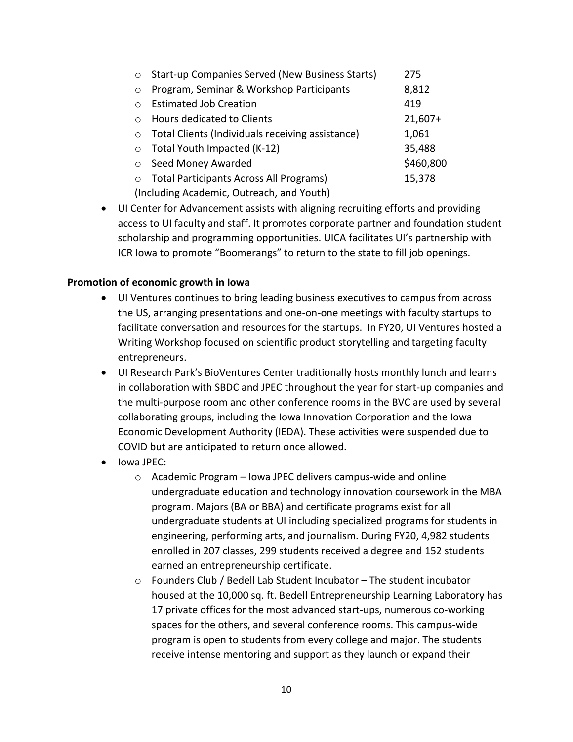- Start-up Companies Served (New Business Starts) 275
- Program, Seminar & Workshop Participants 8,812
- Estimated Job Creation 419
- Hours dedicated to Clients 21,607+
- Total Clients (Individuals receiving assistance) 1,061
- Total Youth Impacted (K-12) 35,488
- Seed Money Awarded $460,800
- Total Participants Across All Programs) 15,378

(Including Academic, Outreach, and Youth)

- UI Center for Advancement assists with aligning recruiting efforts and providing access to UI faculty and staff. It promotes corporate partner and foundation student scholarship and programming opportunities. UICA facilitates UI's partnership with ICR Iowa to promote "Boomerangs" to return to the state to fill job openings.

**Promotion of economic growth in Iowa**

- UI Ventures continues to bring leading business executives to campus from across the US, arranging presentations and one-on-one meetings with faculty startups to facilitate conversation and resources for the startups. In FY20, UI Ventures hosted a Writing Workshop focused on scientific product storytelling and targeting faculty entrepreneurs.
- UI Research Park's BioVentures Center traditionally hosts monthly lunch and learns in collaboration with SBDC and JPEC throughout the year for start-up companies and the multi-purpose room and other conference rooms in the BVC are used by several collaborating groups, including the Iowa Innovation Corporation and the Iowa Economic Development Authority (IEDA). These activities were suspended due to COVID but are anticipated to return once allowed.
- Iowa JPEC:
    - Academic Program – Iowa JPEC delivers campus-wide and online undergraduate education and technology innovation coursework in the MBA program. Majors (BA or BBA) and certificate programs exist for all undergraduate students at UI including specialized programs for students in engineering, performing arts, and journalism. During FY20, 4,982 students enrolled in 207 classes, 299 students received a degree and 152 students earned an entrepreneurship certificate.
    - Founders Club / Bedell Lab Student Incubator – The student incubator housed at the 10,000 sq. ft. Bedell Entrepreneurship Learning Laboratory has 17 private offices for the most advanced start-ups, numerous co-working spaces for the others, and several conference rooms. This campus-wide program is open to students from every college and major. The students receive intense mentoring and support as they launch or expand their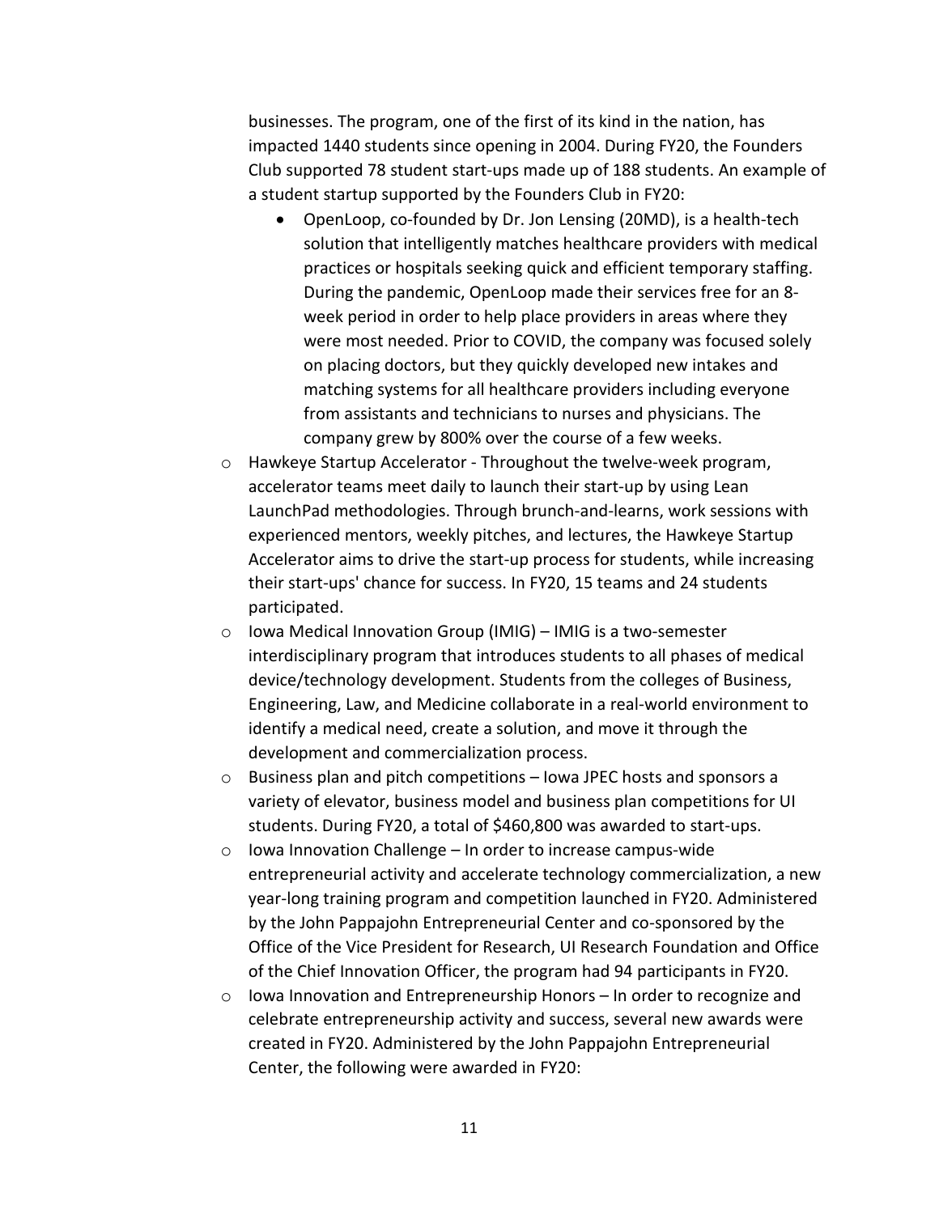businesses. The program, one of the first of its kind in the nation, has impacted 1440 students since opening in 2004. During FY20, the Founders Club supported 78 student start-ups made up of 188 students. An example of a student startup supported by the Founders Club in FY20:

- OpenLoop, co-founded by Dr. Jon Lensing (20MD), is a health-tech solution that intelligently matches healthcare providers with medical practices or hospitals seeking quick and efficient temporary staffing. During the pandemic, OpenLoop made their services free for an 8-week period in order to help place providers in areas where they were most needed. Prior to COVID, the company was focused solely on placing doctors, but they quickly developed new intakes and matching systems for all healthcare providers including everyone from assistants and technicians to nurses and physicians. The company grew by 800% over the course of a few weeks.

- Hawkeye Startup Accelerator - Throughout the twelve-week program, accelerator teams meet daily to launch their start-up by using Lean LaunchPad methodologies. Through brunch-and-learns, work sessions with experienced mentors, weekly pitches, and lectures, the Hawkeye Startup Accelerator aims to drive the start-up process for students, while increasing their start-ups' chance for success. In FY20, 15 teams and 24 students participated.
- Iowa Medical Innovation Group (IMIG) – IMIG is a two-semester interdisciplinary program that introduces students to all phases of medical device/technology development. Students from the colleges of Business, Engineering, Law, and Medicine collaborate in a real-world environment to identify a medical need, create a solution, and move it through the development and commercialization process.
- Business plan and pitch competitions – Iowa JPEC hosts and sponsors a variety of elevator, business model and business plan competitions for UI students. During FY20, a total of $460,800 was awarded to start-ups.
- Iowa Innovation Challenge – In order to increase campus-wide entrepreneurial activity and accelerate technology commercialization, a new year-long training program and competition launched in FY20. Administered by the John Pappajohn Entrepreneurial Center and co-sponsored by the Office of the Vice President for Research, UI Research Foundation and Office of the Chief Innovation Officer, the program had 94 participants in FY20.
- Iowa Innovation and Entrepreneurship Honors – In order to recognize and celebrate entrepreneurship activity and success, several new awards were created in FY20. Administered by the John Pappajohn Entrepreneurial Center, the following were awarded in FY20: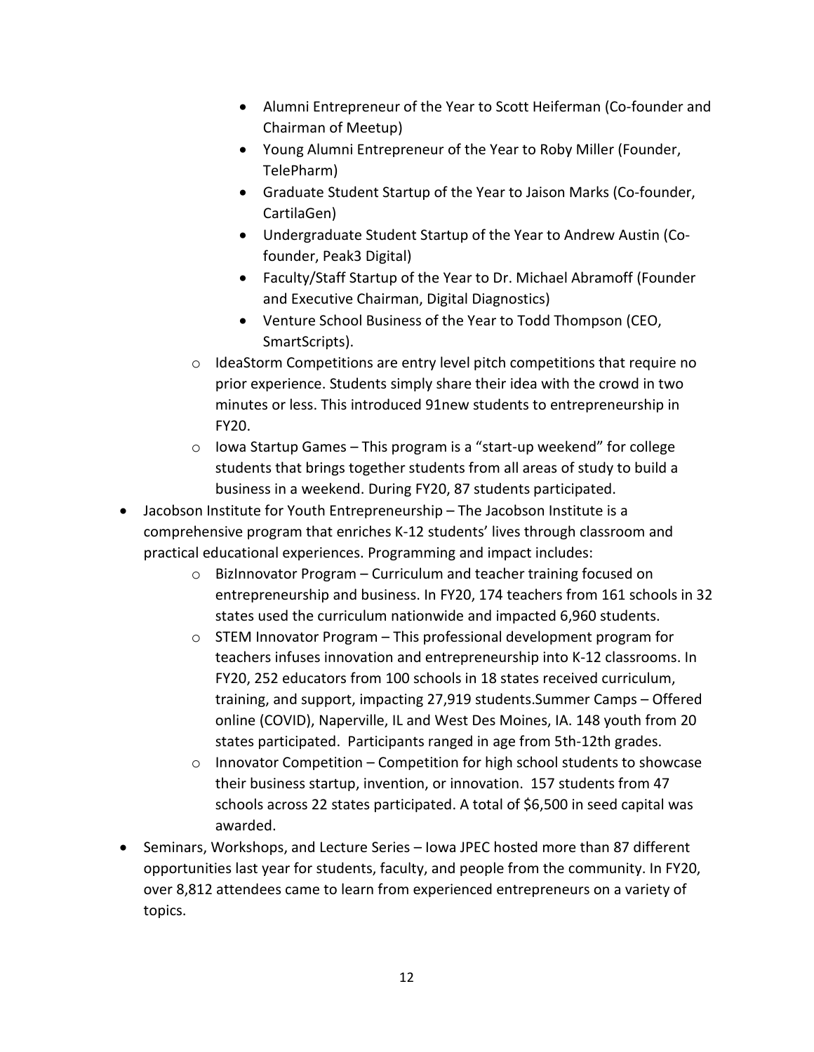- Alumni Entrepreneur of the Year to Scott Heiferman (Co-founder and Chairman of Meetup)
        - Young Alumni Entrepreneur of the Year to Roby Miller (Founder, TelePharm)
        - Graduate Student Startup of the Year to Jaison Marks (Co-founder, CartilaGen)
        - Undergraduate Student Startup of the Year to Andrew Austin (Co-founder, Peak3 Digital)
        - Faculty/Staff Startup of the Year to Dr. Michael Abramoff (Founder and Executive Chairman, Digital Diagnostics)
        - Venture School Business of the Year to Todd Thompson (CEO, SmartScripts).
    - IdeaStorm Competitions are entry level pitch competitions that require no prior experience. Students simply share their idea with the crowd in two minutes or less. This introduced 91new students to entrepreneurship in FY20.
    - Iowa Startup Games – This program is a "start-up weekend" for college students that brings together students from all areas of study to build a business in a weekend. During FY20, 87 students participated.
- Jacobson Institute for Youth Entrepreneurship – The Jacobson Institute is a comprehensive program that enriches K-12 students' lives through classroom and practical educational experiences. Programming and impact includes:
    - BizInnovator Program – Curriculum and teacher training focused on entrepreneurship and business. In FY20, 174 teachers from 161 schools in 32 states used the curriculum nationwide and impacted 6,960 students.
    - STEM Innovator Program – This professional development program for teachers infuses innovation and entrepreneurship into K-12 classrooms. In FY20, 252 educators from 100 schools in 18 states received curriculum, training, and support, impacting 27,919 students.Summer Camps – Offered online (COVID), Naperville, IL and West Des Moines, IA. 148 youth from 20 states participated. Participants ranged in age from 5th-12th grades.
    - Innovator Competition – Competition for high school students to showcase their business startup, invention, or innovation. 157 students from 47 schools across 22 states participated. A total of $6,500 in seed capital was awarded.
- Seminars, Workshops, and Lecture Series – Iowa JPEC hosted more than 87 different opportunities last year for students, faculty, and people from the community. In FY20, over 8,812 attendees came to learn from experienced entrepreneurs on a variety of topics.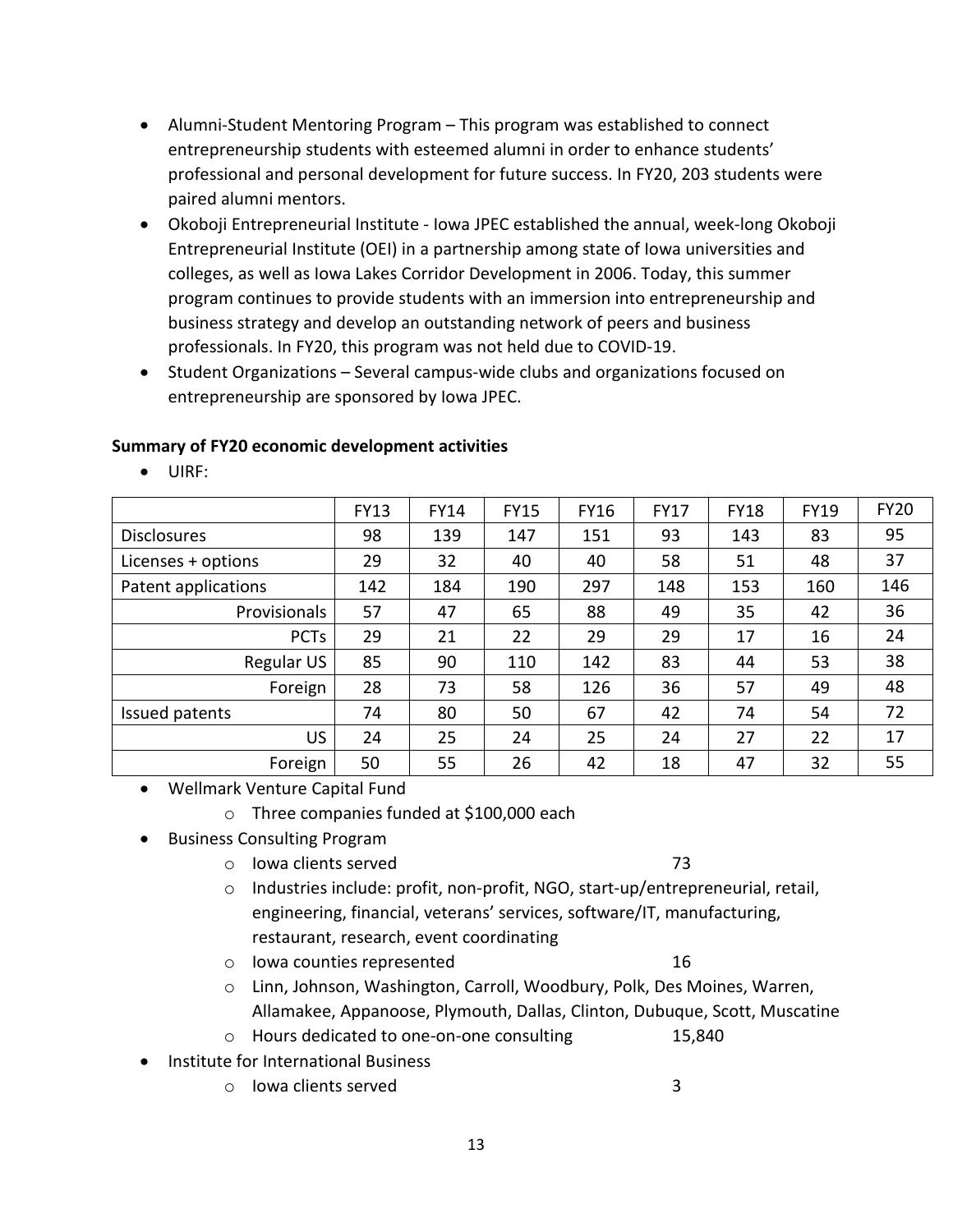- Alumni-Student Mentoring Program – This program was established to connect entrepreneurship students with esteemed alumni in order to enhance students' professional and personal development for future success. In FY20, 203 students were paired alumni mentors.
- Okoboji Entrepreneurial Institute - Iowa JPEC established the annual, week-long Okoboji Entrepreneurial Institute (OEI) in a partnership among state of Iowa universities and colleges, as well as Iowa Lakes Corridor Development in 2006. Today, this summer program continues to provide students with an immersion into entrepreneurship and business strategy and develop an outstanding network of peers and business professionals. In FY20, this program was not held due to COVID-19.
- Student Organizations – Several campus-wide clubs and organizations focused on entrepreneurship are sponsored by Iowa JPEC.

**Summary of FY20 economic development activities**

- UIRF:

| | FY13 | FY14 | FY15 | FY16 | FY17 | FY18 | FY19 | FY20 |
|---|---|---|---|---|---|---|---|---|
| Disclosures | 98 | 139 | 147 | 151 | 93 | 143 | 83 | 95 |
| Licenses + options | 29 | 32 | 40 | 40 | 58 | 51 | 48 | 37 |
| Patent applications | 142 | 184 | 190 | 297 | 148 | 153 | 160 | 146 |
| Provisionals | 57 | 47 | 65 | 88 | 49 | 35 | 42 | 36 |
| PCTs | 29 | 21 | 22 | 29 | 29 | 17 | 16 | 24 |
| Regular US | 85 | 90 | 110 | 142 | 83 | 44 | 53 | 38 |
| Foreign | 28 | 73 | 58 | 126 | 36 | 57 | 49 | 48 |
| Issued patents | 74 | 80 | 50 | 67 | 42 | 74 | 54 | 72 |
| US | 24 | 25 | 24 | 25 | 24 | 27 | 22 | 17 |
| Foreign | 50 | 55 | 26 | 42 | 18 | 47 | 32 | 55 |

- Wellmark Venture Capital Fund
  - Three companies funded at $100,000 each
- Business Consulting Program
  - Iowa clients served 73
  - Industries include: profit, non-profit, NGO, start-up/entrepreneurial, retail, engineering, financial, veterans' services, software/IT, manufacturing, restaurant, research, event coordinating
  - Iowa counties represented 16
  - Linn, Johnson, Washington, Carroll, Woodbury, Polk, Des Moines, Warren, Allamakee, Appanoose, Plymouth, Dallas, Clinton, Dubuque, Scott, Muscatine
  - Hours dedicated to one-on-one consulting 15,840
- Institute for International Business
  - Iowa clients served 3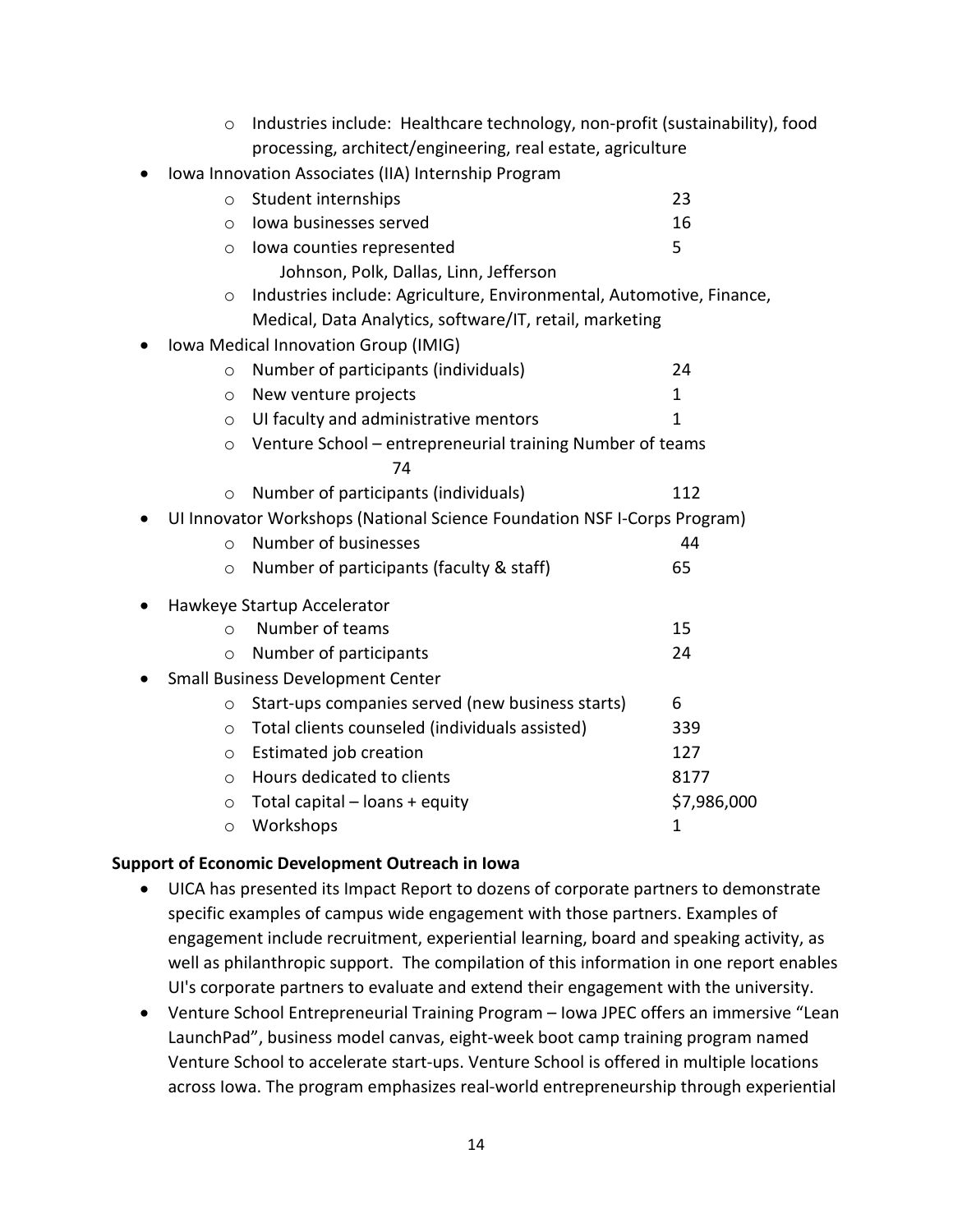- Industries include: Healthcare technology, non-profit (sustainability), food processing, architect/engineering, real estate, agriculture
- Iowa Innovation Associates (IIA) Internship Program
  - Student internships 23
  - Iowa businesses served 16
  - Iowa counties represented 5
    Johnson, Polk, Dallas, Linn, Jefferson
  - Industries include: Agriculture, Environmental, Automotive, Finance, Medical, Data Analytics, software/IT, retail, marketing
- Iowa Medical Innovation Group (IMIG)
  - Number of participants (individuals) 24
  - New venture projects 1
  - UI faculty and administrative mentors 1
  - Venture School – entrepreneurial training Number of teams
    74
  - Number of participants (individuals) 112
- UI Innovator Workshops (National Science Foundation NSF I-Corps Program)
  - Number of businesses 44
  - Number of participants (faculty & staff) 65
- Hawkeye Startup Accelerator
  - Number of teams 15
  - Number of participants 24
- Small Business Development Center
  - Start-ups companies served (new business starts) 6
  - Total clients counseled (individuals assisted) 339
  - Estimated job creation 127
  - Hours dedicated to clients 8177
  - Total capital – loans + equity $7,986,000
  - Workshops 1

**Support of Economic Development Outreach in Iowa**

- UICA has presented its Impact Report to dozens of corporate partners to demonstrate specific examples of campus wide engagement with those partners. Examples of engagement include recruitment, experiential learning, board and speaking activity, as well as philanthropic support. The compilation of this information in one report enables UI's corporate partners to evaluate and extend their engagement with the university.
- Venture School Entrepreneurial Training Program – Iowa JPEC offers an immersive "Lean LaunchPad", business model canvas, eight-week boot camp training program named Venture School to accelerate start-ups. Venture School is offered in multiple locations across Iowa. The program emphasizes real-world entrepreneurship through experiential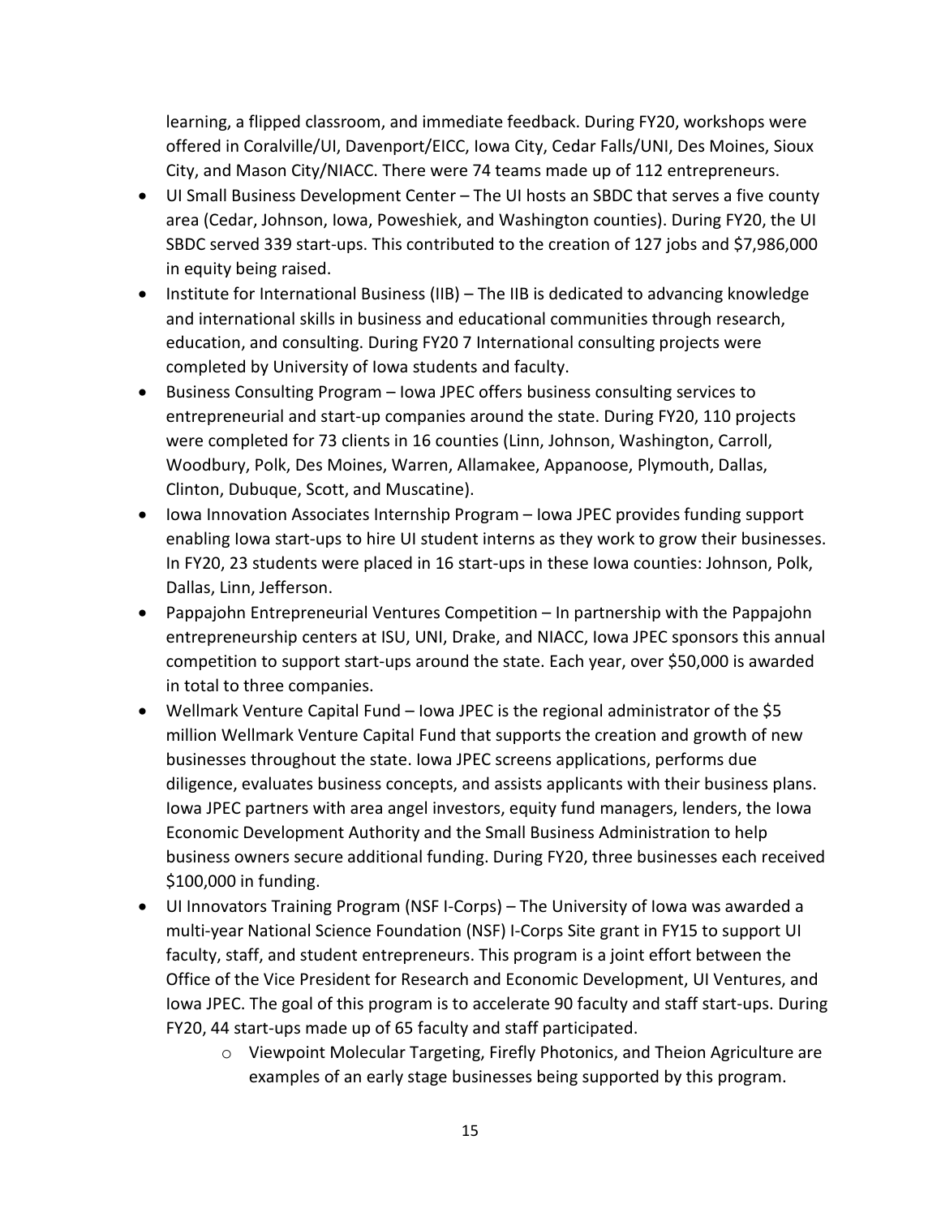learning, a flipped classroom, and immediate feedback. During FY20, workshops were offered in Coralville/UI, Davenport/EICC, Iowa City, Cedar Falls/UNI, Des Moines, Sioux City, and Mason City/NIACC. There were 74 teams made up of 112 entrepreneurs.

- UI Small Business Development Center – The UI hosts an SBDC that serves a five county area (Cedar, Johnson, Iowa, Poweshiek, and Washington counties). During FY20, the UI SBDC served 339 start-ups. This contributed to the creation of 127 jobs and $7,986,000 in equity being raised.
- Institute for International Business (IIB) – The IIB is dedicated to advancing knowledge and international skills in business and educational communities through research, education, and consulting. During FY20 7 International consulting projects were completed by University of Iowa students and faculty.
- Business Consulting Program – Iowa JPEC offers business consulting services to entrepreneurial and start-up companies around the state. During FY20, 110 projects were completed for 73 clients in 16 counties (Linn, Johnson, Washington, Carroll, Woodbury, Polk, Des Moines, Warren, Allamakee, Appanoose, Plymouth, Dallas, Clinton, Dubuque, Scott, and Muscatine).
- Iowa Innovation Associates Internship Program – Iowa JPEC provides funding support enabling Iowa start-ups to hire UI student interns as they work to grow their businesses. In FY20, 23 students were placed in 16 start-ups in these Iowa counties: Johnson, Polk, Dallas, Linn, Jefferson.
- Pappajohn Entrepreneurial Ventures Competition – In partnership with the Pappajohn entrepreneurship centers at ISU, UNI, Drake, and NIACC, Iowa JPEC sponsors this annual competition to support start-ups around the state. Each year, over $50,000 is awarded in total to three companies.
- Wellmark Venture Capital Fund – Iowa JPEC is the regional administrator of the $5 million Wellmark Venture Capital Fund that supports the creation and growth of new businesses throughout the state. Iowa JPEC screens applications, performs due diligence, evaluates business concepts, and assists applicants with their business plans. Iowa JPEC partners with area angel investors, equity fund managers, lenders, the Iowa Economic Development Authority and the Small Business Administration to help business owners secure additional funding. During FY20, three businesses each received $100,000 in funding.
- UI Innovators Training Program (NSF I-Corps) – The University of Iowa was awarded a multi-year National Science Foundation (NSF) I-Corps Site grant in FY15 to support UI faculty, staff, and student entrepreneurs. This program is a joint effort between the Office of the Vice President for Research and Economic Development, UI Ventures, and Iowa JPEC. The goal of this program is to accelerate 90 faculty and staff start-ups. During FY20, 44 start-ups made up of 65 faculty and staff participated.
    - Viewpoint Molecular Targeting, Firefly Photonics, and Theion Agriculture are examples of an early stage businesses being supported by this program.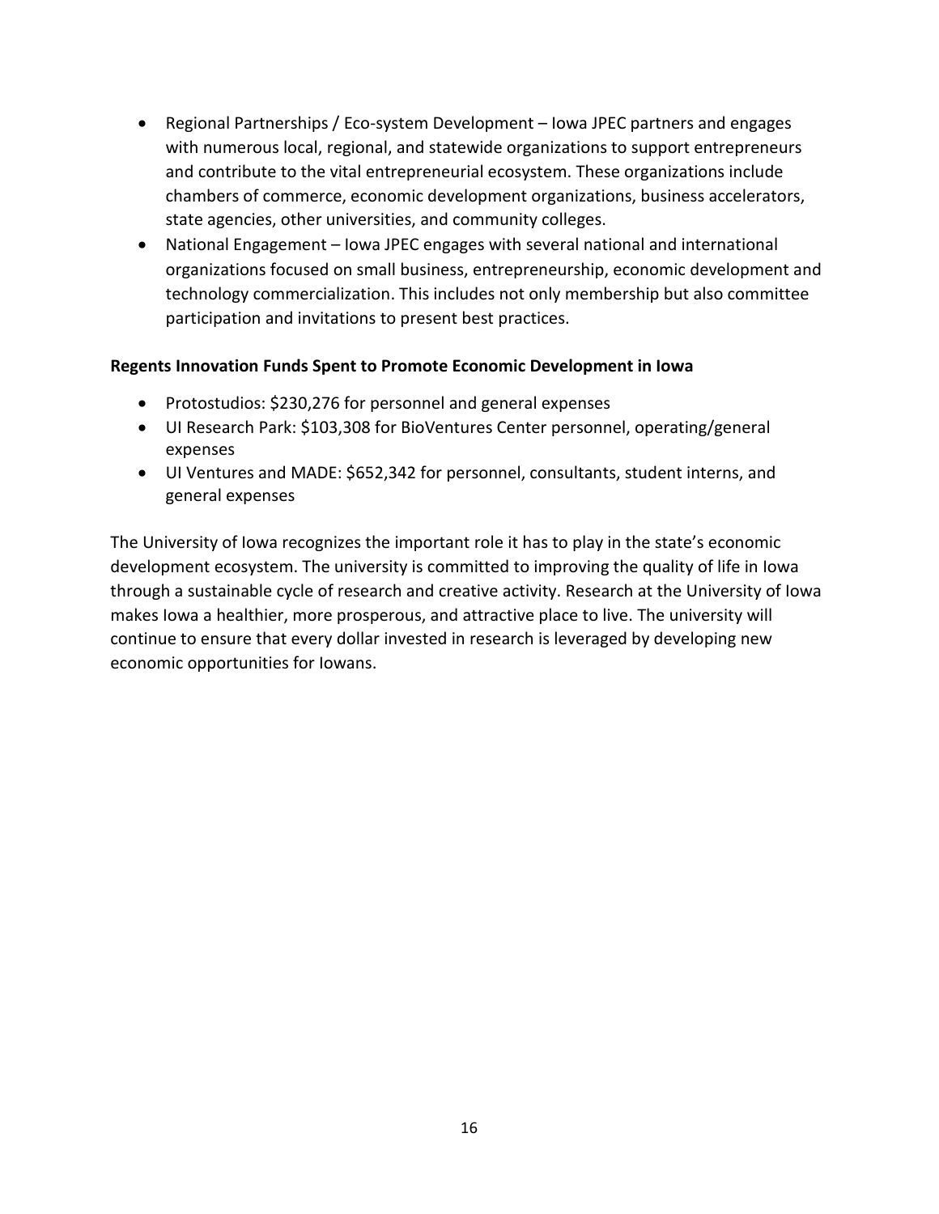- Regional Partnerships / Eco-system Development – Iowa JPEC partners and engages with numerous local, regional, and statewide organizations to support entrepreneurs and contribute to the vital entrepreneurial ecosystem. These organizations include chambers of commerce, economic development organizations, business accelerators, state agencies, other universities, and community colleges.
- National Engagement – Iowa JPEC engages with several national and international organizations focused on small business, entrepreneurship, economic development and technology commercialization. This includes not only membership but also committee participation and invitations to present best practices.

**Regents Innovation Funds Spent to Promote Economic Development in Iowa**

- Protostudios: $230,276 for personnel and general expenses
- UI Research Park: $103,308 for BioVentures Center personnel, operating/general expenses
- UI Ventures and MADE: $652,342 for personnel, consultants, student interns, and general expenses

The University of Iowa recognizes the important role it has to play in the state's economic development ecosystem. The university is committed to improving the quality of life in Iowa through a sustainable cycle of research and creative activity. Research at the University of Iowa makes Iowa a healthier, more prosperous, and attractive place to live. The university will continue to ensure that every dollar invested in research is leveraged by developing new economic opportunities for Iowans.